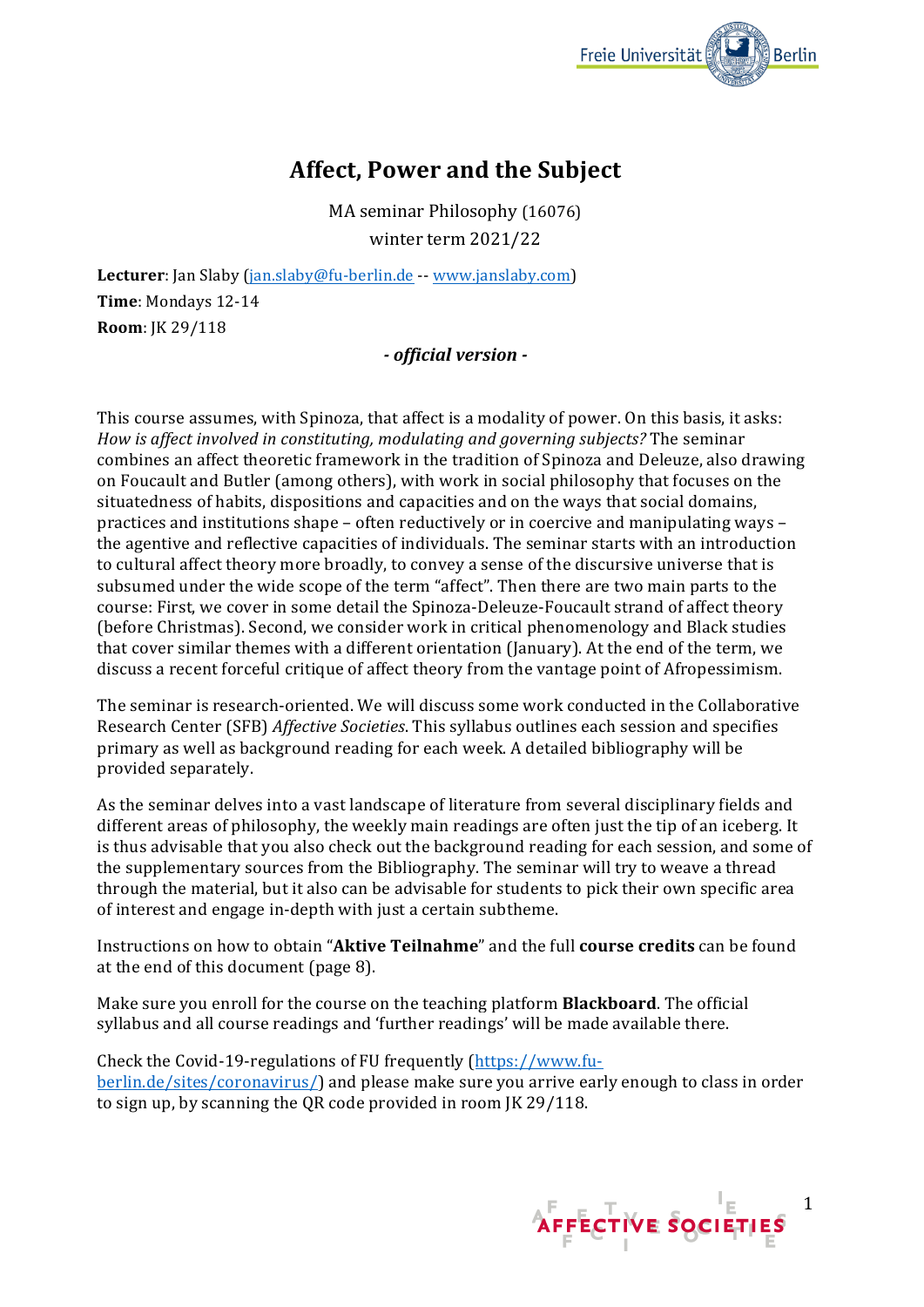# Affect, Power and the Subject

MA seminar Philosophy (16076)
winter term 2021/22

**Lecturer**: Jan Slaby (jan.slaby@fu-berlin.de -- www.janslaby.com)
**Time**: Mondays 12-14
**Room**: JK 29/118

***- official version -***

This course assumes, with Spinoza, that affect is a modality of power. On this basis, it asks: *How is affect involved in constituting, modulating and governing subjects?* The seminar combines an affect theoretic framework in the tradition of Spinoza and Deleuze, also drawing on Foucault and Butler (among others), with work in social philosophy that focuses on the situatedness of habits, dispositions and capacities and on the ways that social domains, practices and institutions shape – often reductively or in coercive and manipulating ways – the agentive and reflective capacities of individuals. The seminar starts with an introduction to cultural affect theory more broadly, to convey a sense of the discursive universe that is subsumed under the wide scope of the term "affect". Then there are two main parts to the course: First, we cover in some detail the Spinoza-Deleuze-Foucault strand of affect theory (before Christmas). Second, we consider work in critical phenomenology and Black studies that cover similar themes with a different orientation (January). At the end of the term, we discuss a recent forceful critique of affect theory from the vantage point of Afropessimism.

The seminar is research-oriented. We will discuss some work conducted in the Collaborative Research Center (SFB) *Affective Societies*. This syllabus outlines each session and specifies primary as well as background reading for each week. A detailed bibliography will be provided separately.

As the seminar delves into a vast landscape of literature from several disciplinary fields and different areas of philosophy, the weekly main readings are often just the tip of an iceberg. It is thus advisable that you also check out the background reading for each session, and some of the supplementary sources from the Bibliography. The seminar will try to weave a thread through the material, but it also can be advisable for students to pick their own specific area of interest and engage in-depth with just a certain subtheme.

Instructions on how to obtain "**Aktive Teilnahme**" and the full **course credits** can be found at the end of this document (page 8).

Make sure you enroll for the course on the teaching platform **Blackboard**. The official syllabus and all course readings and 'further readings' will be made available there.

Check the Covid-19-regulations of FU frequently (https://www.fu-berlin.de/sites/coronavirus/) and please make sure you arrive early enough to class in order to sign up, by scanning the QR code provided in room JK 29/118.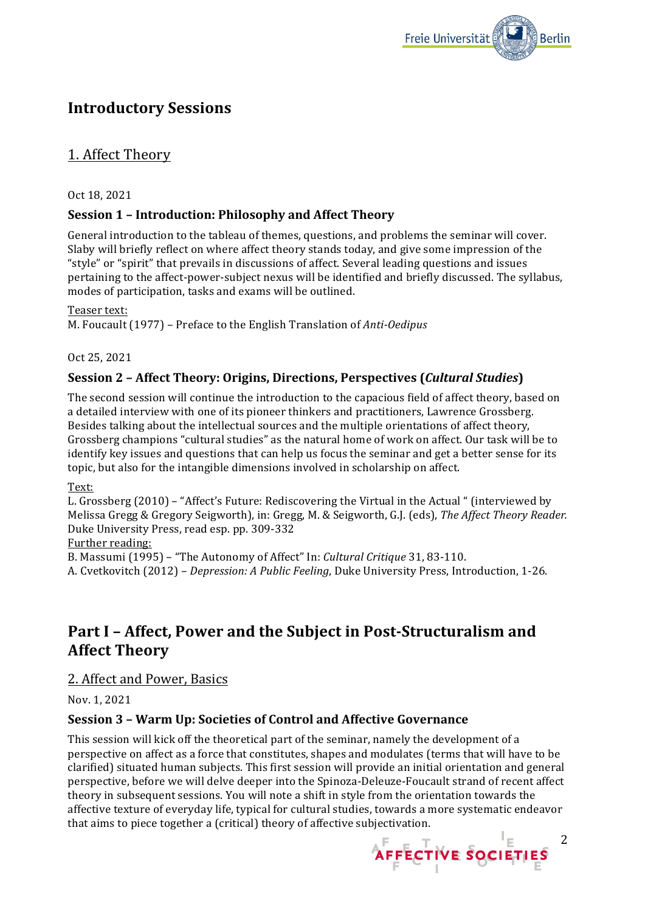## Introductory Sessions

### 1. Affect Theory

Oct 18, 2021

**Session 1 – Introduction: Philosophy and Affect Theory**

General introduction to the tableau of themes, questions, and problems the seminar will cover. Slaby will briefly reflect on where affect theory stands today, and give some impression of the "style" or "spirit" that prevails in discussions of affect. Several leading questions and issues pertaining to the affect-power-subject nexus will be identified and briefly discussed. The syllabus, modes of participation, tasks and exams will be outlined.

Teaser text:
M. Foucault (1977) – Preface to the English Translation of *Anti-Oedipus*

Oct 25, 2021

**Session 2 – Affect Theory: Origins, Directions, Perspectives (*Cultural Studies*)**

The second session will continue the introduction to the capacious field of affect theory, based on a detailed interview with one of its pioneer thinkers and practitioners, Lawrence Grossberg. Besides talking about the intellectual sources and the multiple orientations of affect theory, Grossberg champions "cultural studies" as the natural home of work on affect. Our task will be to identify key issues and questions that can help us focus the seminar and get a better sense for its topic, but also for the intangible dimensions involved in scholarship on affect.

Text:
L. Grossberg (2010) – "Affect's Future: Rediscovering the Virtual in the Actual " (interviewed by Melissa Gregg & Gregory Seigworth), in: Gregg, M. & Seigworth, G.J. (eds), *The Affect Theory Reader.* Duke University Press, read esp. pp. 309-332
Further reading:
B. Massumi (1995) – "The Autonomy of Affect" In: *Cultural Critique* 31, 83-110.
A. Cvetkovitch (2012) – *Depression: A Public Feeling*, Duke University Press, Introduction, 1-26.

## Part I – Affect, Power and the Subject in Post-Structuralism and Affect Theory

### 2. Affect and Power, Basics

Nov. 1, 2021

**Session 3 – Warm Up: Societies of Control and Affective Governance**

This session will kick off the theoretical part of the seminar, namely the development of a perspective on affect as a force that constitutes, shapes and modulates (terms that will have to be clarified) situated human subjects. This first session will provide an initial orientation and general perspective, before we will delve deeper into the Spinoza-Deleuze-Foucault strand of recent affect theory in subsequent sessions. You will note a shift in style from the orientation towards the affective texture of everyday life, typical for cultural studies, towards a more systematic endeavor that aims to piece together a (critical) theory of affective subjectivation.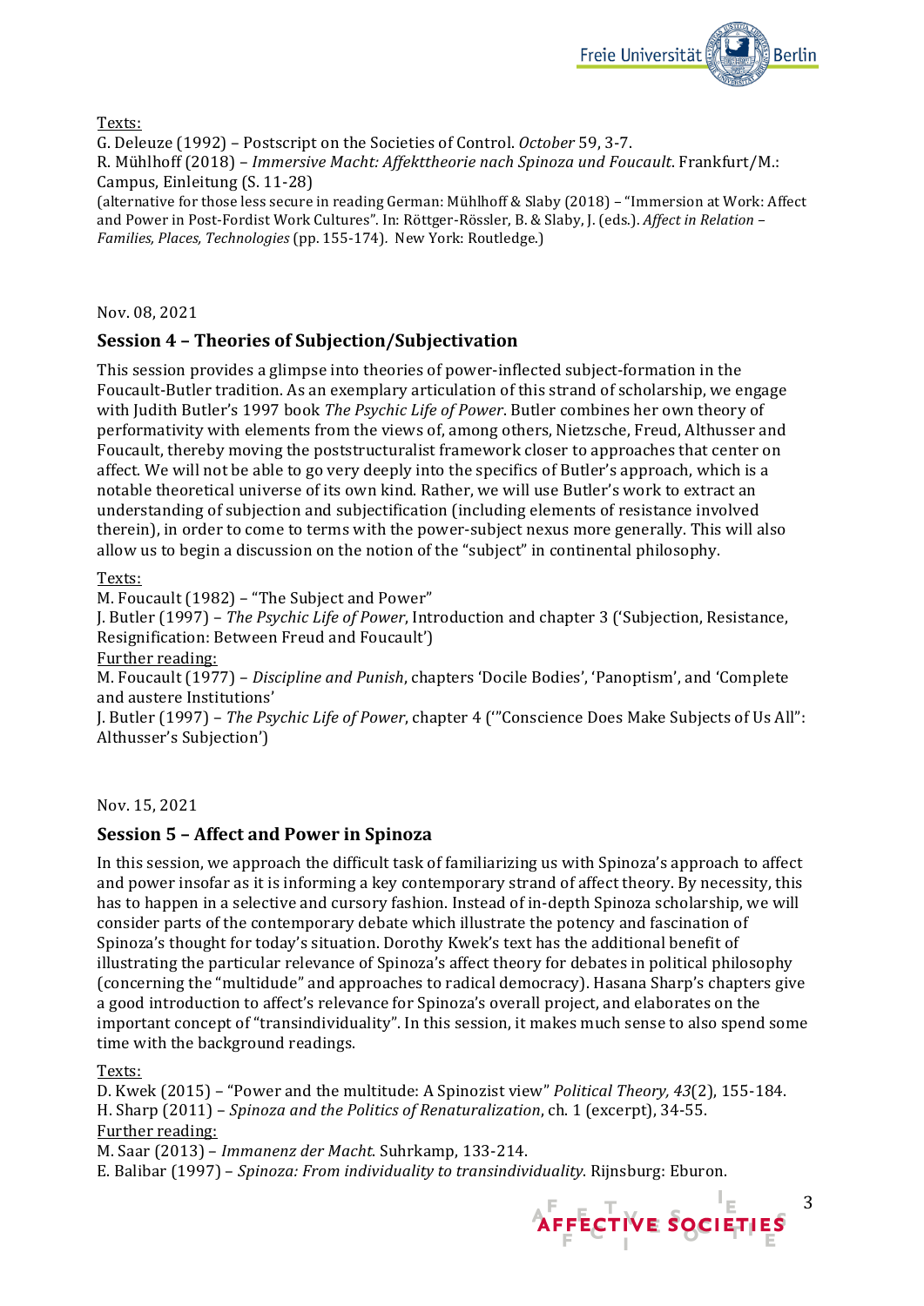Texts:

G. Deleuze (1992) – Postscript on the Societies of Control. *October* 59, 3-7.
R. Mühlhoff (2018) – *Immersive Macht: Affekttheorie nach Spinoza und Foucault*. Frankfurt/M.: Campus, Einleitung (S. 11-28)
(alternative for those less secure in reading German: Mühlhoff & Slaby (2018) – "Immersion at Work: Affect and Power in Post-Fordist Work Cultures". In: Röttger-Rössler, B. & Slaby, J. (eds.). *Affect in Relation – Families, Places, Technologies* (pp. 155-174). New York: Routledge.)

Nov. 08, 2021

## Session 4 – Theories of Subjection/Subjectivation

This session provides a glimpse into theories of power-inflected subject-formation in the Foucault-Butler tradition. As an exemplary articulation of this strand of scholarship, we engage with Judith Butler's 1997 book *The Psychic Life of Power*. Butler combines her own theory of performativity with elements from the views of, among others, Nietzsche, Freud, Althusser and Foucault, thereby moving the poststructuralist framework closer to approaches that center on affect. We will not be able to go very deeply into the specifics of Butler's approach, which is a notable theoretical universe of its own kind. Rather, we will use Butler's work to extract an understanding of subjection and subjectification (including elements of resistance involved therein), in order to come to terms with the power-subject nexus more generally. This will also allow us to begin a discussion on the notion of the "subject" in continental philosophy.

Texts:

M. Foucault (1982) – "The Subject and Power"
J. Butler (1997) – *The Psychic Life of Power*, Introduction and chapter 3 ('Subjection, Resistance, Resignification: Between Freud and Foucault')

Further reading:

M. Foucault (1977) – *Discipline and Punish*, chapters 'Docile Bodies', 'Panoptism', and 'Complete and austere Institutions'
J. Butler (1997) – *The Psychic Life of Power*, chapter 4 ('"Conscience Does Make Subjects of Us All": Althusser's Subjection')

Nov. 15, 2021

## Session 5 – Affect and Power in Spinoza

In this session, we approach the difficult task of familiarizing us with Spinoza's approach to affect and power insofar as it is informing a key contemporary strand of affect theory. By necessity, this has to happen in a selective and cursory fashion. Instead of in-depth Spinoza scholarship, we will consider parts of the contemporary debate which illustrate the potency and fascination of Spinoza's thought for today's situation. Dorothy Kwek's text has the additional benefit of illustrating the particular relevance of Spinoza's affect theory for debates in political philosophy (concerning the "multitude" and approaches to radical democracy). Hasana Sharp's chapters give a good introduction to affect's relevance for Spinoza's overall project, and elaborates on the important concept of "transindividuality". In this session, it makes much sense to also spend some time with the background readings.

Texts:

D. Kwek (2015) – "Power and the multitude: A Spinozist view" *Political Theory, 43*(2), 155-184.
H. Sharp (2011) – *Spinoza and the Politics of Renaturalization*, ch. 1 (excerpt), 34-55.

Further reading:

M. Saar (2013) – *Immanenz der Macht*. Suhrkamp, 133-214.
E. Balibar (1997) – *Spinoza: From individuality to transindividuality*. Rijnsburg: Eburon.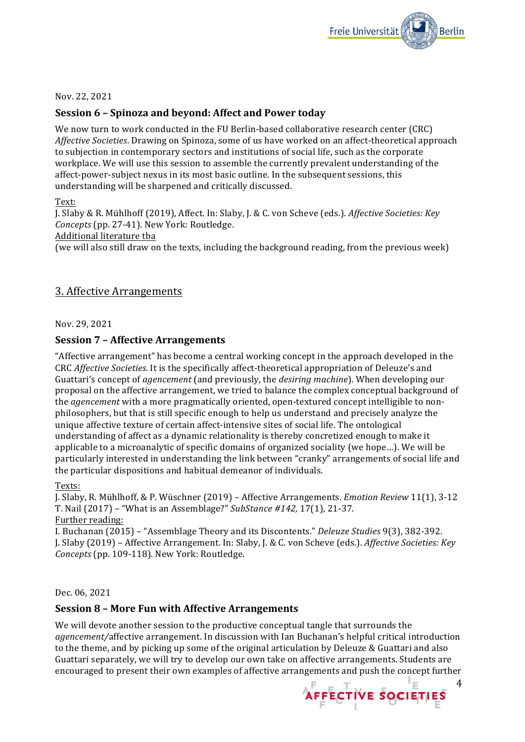Nov. 22, 2021

### Session 6 – Spinoza and beyond: Affect and Power today

We now turn to work conducted in the FU Berlin-based collaborative research center (CRC) *Affective Societies*. Drawing on Spinoza, some of us have worked on an affect-theoretical approach to subjection in contemporary sectors and institutions of social life, such as the corporate workplace. We will use this session to assemble the currently prevalent understanding of the affect-power-subject nexus in its most basic outline. In the subsequent sessions, this understanding will be sharpened and critically discussed.

Text:
J. Slaby & R. Mühlhoff (2019), Affect. In: Slaby, J. & C. von Scheve (eds.). *Affective Societies: Key Concepts* (pp. 27-41). New York: Routledge.
Additional literature tba
(we will also still draw on the texts, including the background reading, from the previous week)

## 3. Affective Arrangements

Nov. 29, 2021

### Session 7 – Affective Arrangements

"Affective arrangement" has become a central working concept in the approach developed in the CRC *Affective Societies*. It is the specifically affect-theoretical appropriation of Deleuze's and Guattari's concept of *agencement* (and previously, the *desiring machine*). When developing our proposal on the affective arrangement, we tried to balance the complex conceptual background of the *agencement* with a more pragmatically oriented, open-textured concept intelligible to non-philosophers, but that is still specific enough to help us understand and precisely analyze the unique affective texture of certain affect-intensive sites of social life. The ontological understanding of affect as a dynamic relationality is thereby concretized enough to make it applicable to a microanalytic of specific domains of organized sociality (we hope…). We will be particularly interested in understanding the link between "cranky" arrangements of social life and the particular dispositions and habitual demeanor of individuals.

Texts:
J. Slaby, R. Mühlhoff, & P. Wüschner (2019) – Affective Arrangements. *Emotion Review* 11(1), 3-12
T. Nail (2017) – "What is an Assemblage?" *SubStance #142,* 17(1), 21-37.
Further reading:
I. Buchanan (2015) – "Assemblage Theory and its Discontents." *Deleuze Studies* 9(3), 382-392.
J. Slaby (2019) – Affective Arrangement. In: Slaby, J. & C. von Scheve (eds.). *Affective Societies: Key Concepts* (pp. 109-118). New York: Routledge.

Dec. 06, 2021

### Session 8 – More Fun with Affective Arrangements

We will devote another session to the productive conceptual tangle that surrounds the *agencement/*affective arrangement. In discussion with Ian Buchanan's helpful critical introduction to the theme, and by picking up some of the original articulation by Deleuze & Guattari and also Guattari separately, we will try to develop our own take on affective arrangements. Students are encouraged to present their own examples of affective arrangements and push the concept further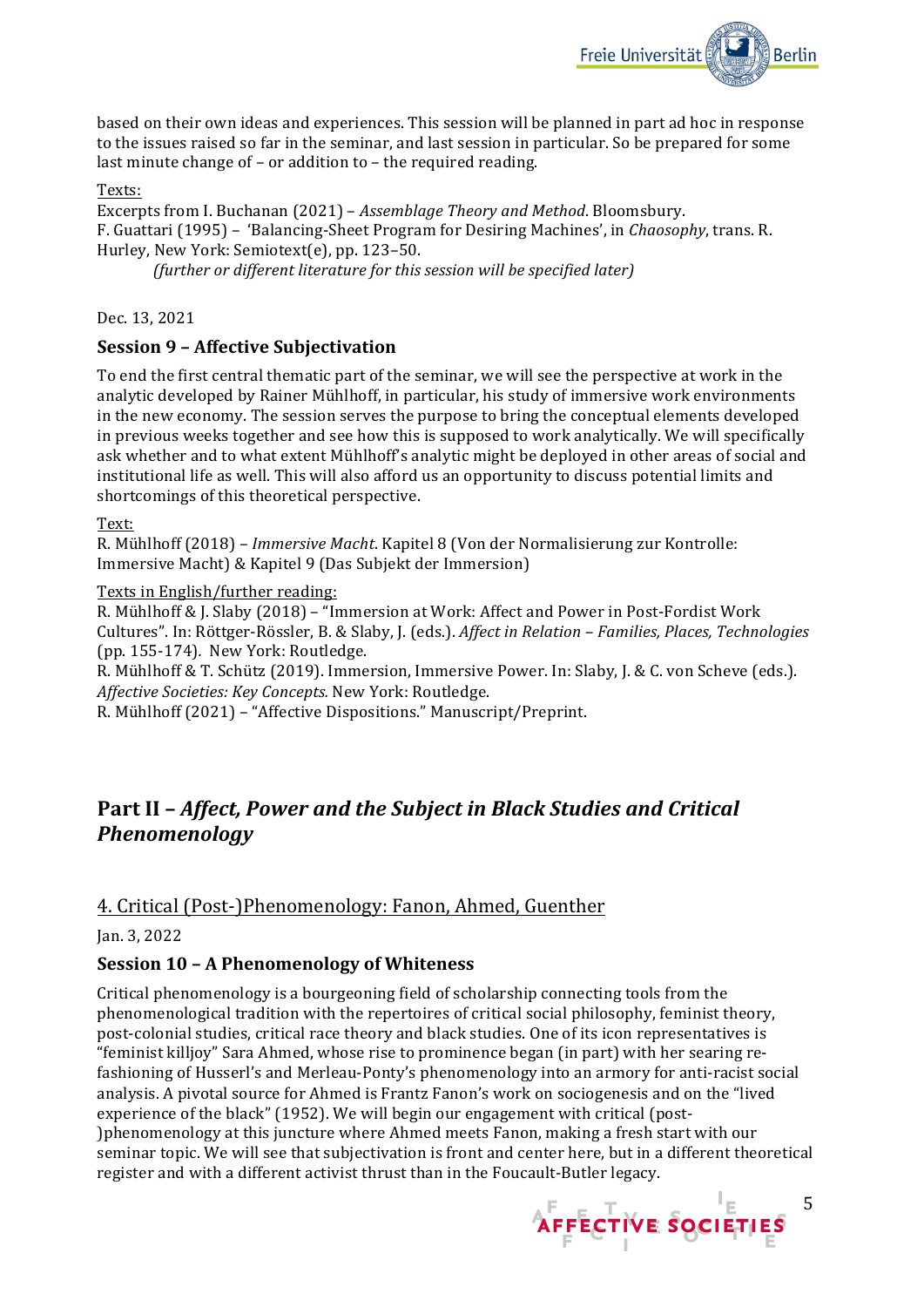based on their own ideas and experiences. This session will be planned in part ad hoc in response to the issues raised so far in the seminar, and last session in particular. So be prepared for some last minute change of – or addition to – the required reading.

Texts:

Excerpts from I. Buchanan (2021) – *Assemblage Theory and Method*. Bloomsbury.
F. Guattari (1995) – 'Balancing-Sheet Program for Desiring Machines', in *Chaosophy*, trans. R. Hurley, New York: Semiotext(e), pp. 123–50.
*(further or different literature for this session will be specified later)*

Dec. 13, 2021

### Session 9 – Affective Subjectivation

To end the first central thematic part of the seminar, we will see the perspective at work in the analytic developed by Rainer Mühlhoff, in particular, his study of immersive work environments in the new economy. The session serves the purpose to bring the conceptual elements developed in previous weeks together and see how this is supposed to work analytically. We will specifically ask whether and to what extent Mühlhoff's analytic might be deployed in other areas of social and institutional life as well. This will also afford us an opportunity to discuss potential limits and shortcomings of this theoretical perspective.

Text:

R. Mühlhoff (2018) – *Immersive Macht*. Kapitel 8 (Von der Normalisierung zur Kontrolle: Immersive Macht) & Kapitel 9 (Das Subjekt der Immersion)

Texts in English/further reading:

R. Mühlhoff & J. Slaby (2018) – "Immersion at Work: Affect and Power in Post-Fordist Work Cultures". In: Röttger-Rössler, B. & Slaby, J. (eds.). *Affect in Relation – Families, Places, Technologies* (pp. 155-174). New York: Routledge.
R. Mühlhoff & T. Schütz (2019). Immersion, Immersive Power. In: Slaby, J. & C. von Scheve (eds.). *Affective Societies: Key Concepts.* New York: Routledge.
R. Mühlhoff (2021) – "Affective Dispositions." Manuscript/Preprint.

## Part II – *Affect, Power and the Subject in Black Studies and Critical Phenomenology*

4. Critical (Post-)Phenomenology: Fanon, Ahmed, Guenther

Jan. 3, 2022

### Session 10 – A Phenomenology of Whiteness

Critical phenomenology is a bourgeoning field of scholarship connecting tools from the phenomenological tradition with the repertoires of critical social philosophy, feminist theory, post-colonial studies, critical race theory and black studies. One of its icon representatives is "feminist killjoy" Sara Ahmed, whose rise to prominence began (in part) with her searing re-fashioning of Husserl's and Merleau-Ponty's phenomenology into an armory for anti-racist social analysis. A pivotal source for Ahmed is Frantz Fanon's work on sociogenesis and on the "lived experience of the black" (1952). We will begin our engagement with critical (post-)phenomenology at this juncture where Ahmed meets Fanon, making a fresh start with our seminar topic. We will see that subjectivation is front and center here, but in a different theoretical register and with a different activist thrust than in the Foucault-Butler legacy.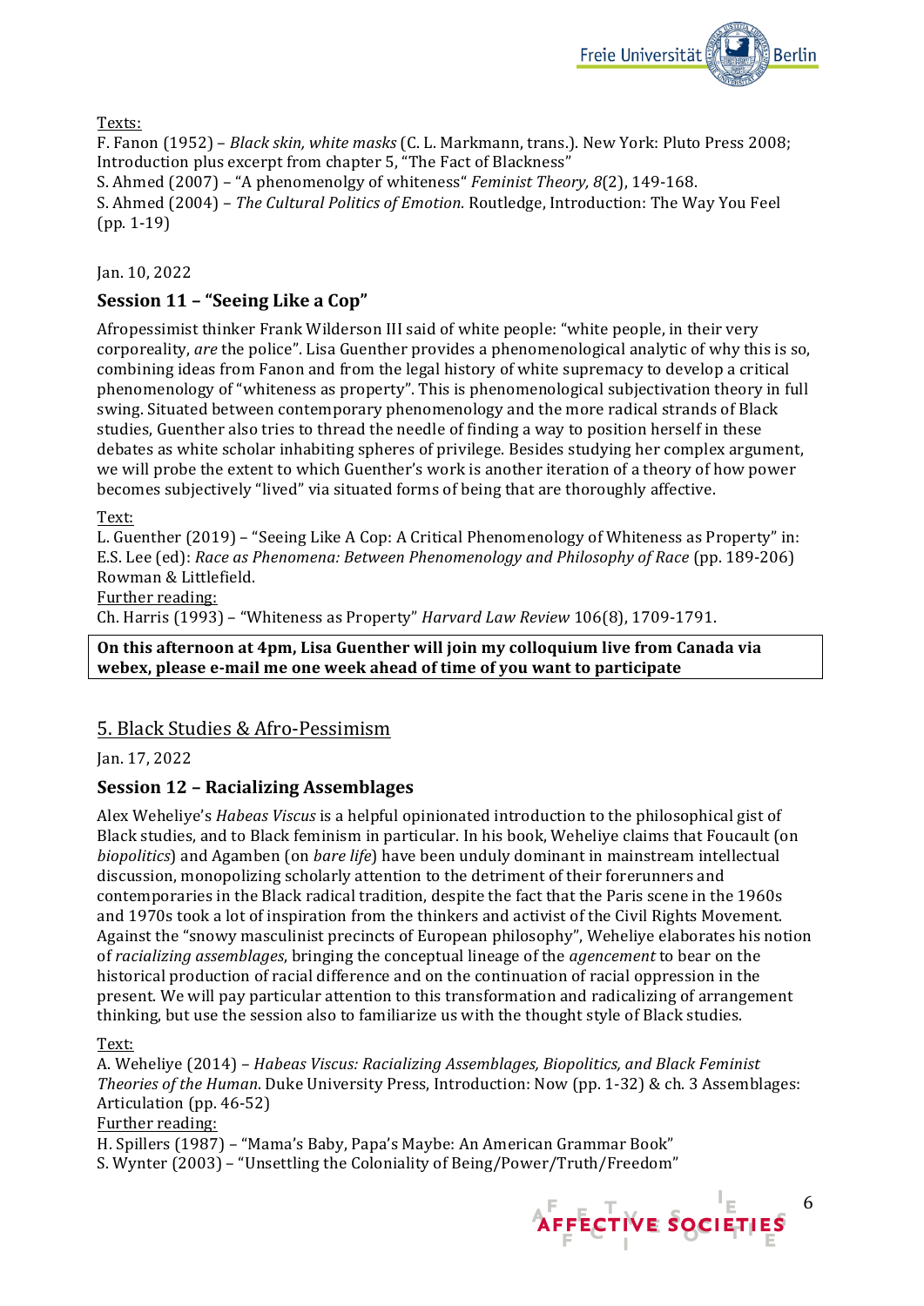Texts:

F. Fanon (1952) – *Black skin, white masks* (C. L. Markmann, trans.). New York: Pluto Press 2008; Introduction plus excerpt from chapter 5, "The Fact of Blackness"

S. Ahmed (2007) – "A phenomenolgy of whiteness" *Feminist Theory, 8*(2), 149-168.

S. Ahmed (2004) – *The Cultural Politics of Emotion*. Routledge, Introduction: The Way You Feel (pp. 1-19)

Jan. 10, 2022

### Session 11 – "Seeing Like a Cop"

Afropessimist thinker Frank Wilderson III said of white people: "white people, in their very corporeality, *are* the police". Lisa Guenther provides a phenomenological analytic of why this is so, combining ideas from Fanon and from the legal history of white supremacy to develop a critical phenomenology of "whiteness as property". This is phenomenological subjectivation theory in full swing. Situated between contemporary phenomenology and the more radical strands of Black studies, Guenther also tries to thread the needle of finding a way to position herself in these debates as white scholar inhabiting spheres of privilege. Besides studying her complex argument, we will probe the extent to which Guenther's work is another iteration of a theory of how power becomes subjectively "lived" via situated forms of being that are thoroughly affective.

Text:

L. Guenther (2019) – "Seeing Like A Cop: A Critical Phenomenology of Whiteness as Property" in: E.S. Lee (ed): *Race as Phenomena: Between Phenomenology and Philosophy of Race* (pp. 189-206) Rowman & Littlefield.

Further reading:

Ch. Harris (1993) – "Whiteness as Property" *Harvard Law Review* 106(8), 1709-1791.

**On this afternoon at 4pm, Lisa Guenther will join my colloquium live from Canada via webex, please e-mail me one week ahead of time of you want to participate**

## 5. Black Studies & Afro-Pessimism

Jan. 17, 2022

### Session 12 – Racializing Assemblages

Alex Weheliye's *Habeas Viscus* is a helpful opinionated introduction to the philosophical gist of Black studies, and to Black feminism in particular. In his book, Weheliye claims that Foucault (on *biopolitics*) and Agamben (on *bare life*) have been unduly dominant in mainstream intellectual discussion, monopolizing scholarly attention to the detriment of their forerunners and contemporaries in the Black radical tradition, despite the fact that the Paris scene in the 1960s and 1970s took a lot of inspiration from the thinkers and activist of the Civil Rights Movement. Against the "snowy masculinist precincts of European philosophy", Weheliye elaborates his notion of *racializing assemblages*, bringing the conceptual lineage of the *agencement* to bear on the historical production of racial difference and on the continuation of racial oppression in the present. We will pay particular attention to this transformation and radicalizing of arrangement thinking, but use the session also to familiarize us with the thought style of Black studies.

Text:

A. Weheliye (2014) – *Habeas Viscus: Racializing Assemblages, Biopolitics, and Black Feminist Theories of the Human*. Duke University Press, Introduction: Now (pp. 1-32) & ch. 3 Assemblages: Articulation (pp. 46-52)

Further reading:

H. Spillers (1987) – "Mama's Baby, Papa's Maybe: An American Grammar Book"

S. Wynter (2003) – "Unsettling the Coloniality of Being/Power/Truth/Freedom"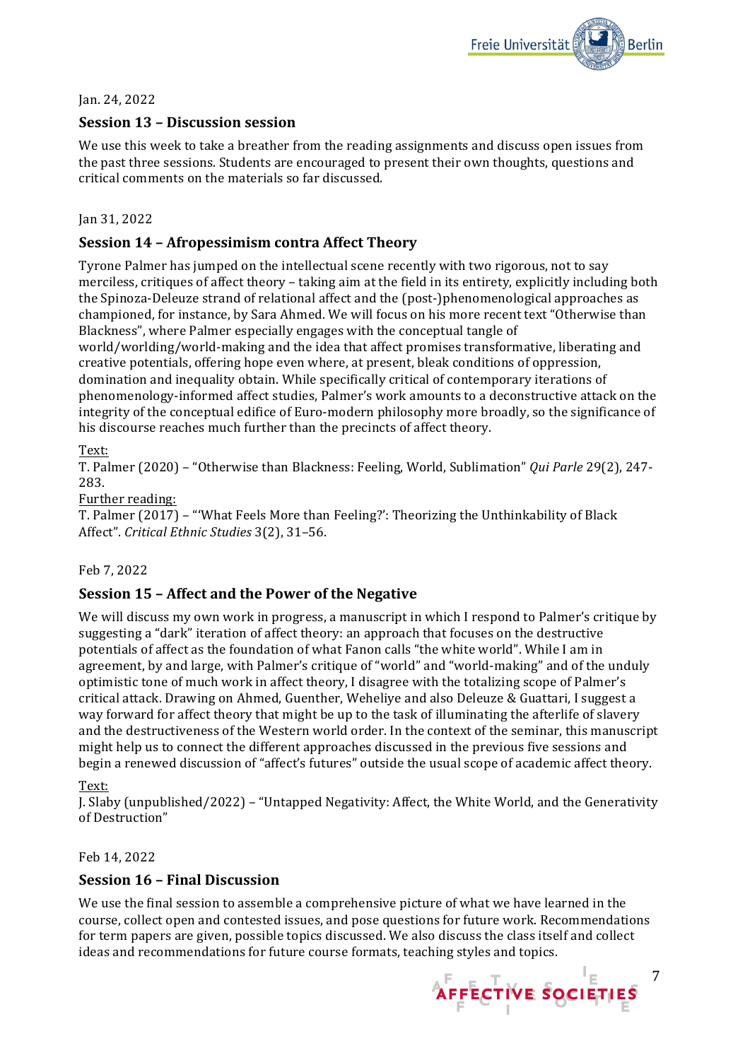Jan. 24, 2022

## Session 13 – Discussion session

We use this week to take a breather from the reading assignments and discuss open issues from the past three sessions. Students are encouraged to present their own thoughts, questions and critical comments on the materials so far discussed.

Jan 31, 2022

## Session 14 – Afropessimism contra Affect Theory

Tyrone Palmer has jumped on the intellectual scene recently with two rigorous, not to say merciless, critiques of affect theory – taking aim at the field in its entirety, explicitly including both the Spinoza-Deleuze strand of relational affect and the (post-)phenomenological approaches as championed, for instance, by Sara Ahmed. We will focus on his more recent text "Otherwise than Blackness", where Palmer especially engages with the conceptual tangle of world/worlding/world-making and the idea that affect promises transformative, liberating and creative potentials, offering hope even where, at present, bleak conditions of oppression, domination and inequality obtain. While specifically critical of contemporary iterations of phenomenology-informed affect studies, Palmer's work amounts to a deconstructive attack on the integrity of the conceptual edifice of Euro-modern philosophy more broadly, so the significance of his discourse reaches much further than the precincts of affect theory.

Text:
T. Palmer (2020) – "Otherwise than Blackness: Feeling, World, Sublimation" *Qui Parle* 29(2), 247-283.

Further reading:
T. Palmer (2017) – "'What Feels More than Feeling?': Theorizing the Unthinkability of Black Affect". *Critical Ethnic Studies* 3(2), 31–56.

Feb 7, 2022

## Session 15 – Affect and the Power of the Negative

We will discuss my own work in progress, a manuscript in which I respond to Palmer's critique by suggesting a "dark" iteration of affect theory: an approach that focuses on the destructive potentials of affect as the foundation of what Fanon calls "the white world". While I am in agreement, by and large, with Palmer's critique of "world" and "world-making" and of the unduly optimistic tone of much work in affect theory, I disagree with the totalizing scope of Palmer's critical attack. Drawing on Ahmed, Guenther, Weheliye and also Deleuze & Guattari, I suggest a way forward for affect theory that might be up to the task of illuminating the afterlife of slavery and the destructiveness of the Western world order. In the context of the seminar, this manuscript might help us to connect the different approaches discussed in the previous five sessions and begin a renewed discussion of "affect's futures" outside the usual scope of academic affect theory.

Text:
J. Slaby (unpublished/2022) – "Untapped Negativity: Affect, the White World, and the Generativity of Destruction"

Feb 14, 2022

## Session 16 – Final Discussion

We use the final session to assemble a comprehensive picture of what we have learned in the course, collect open and contested issues, and pose questions for future work. Recommendations for term papers are given, possible topics discussed. We also discuss the class itself and collect ideas and recommendations for future course formats, teaching styles and topics.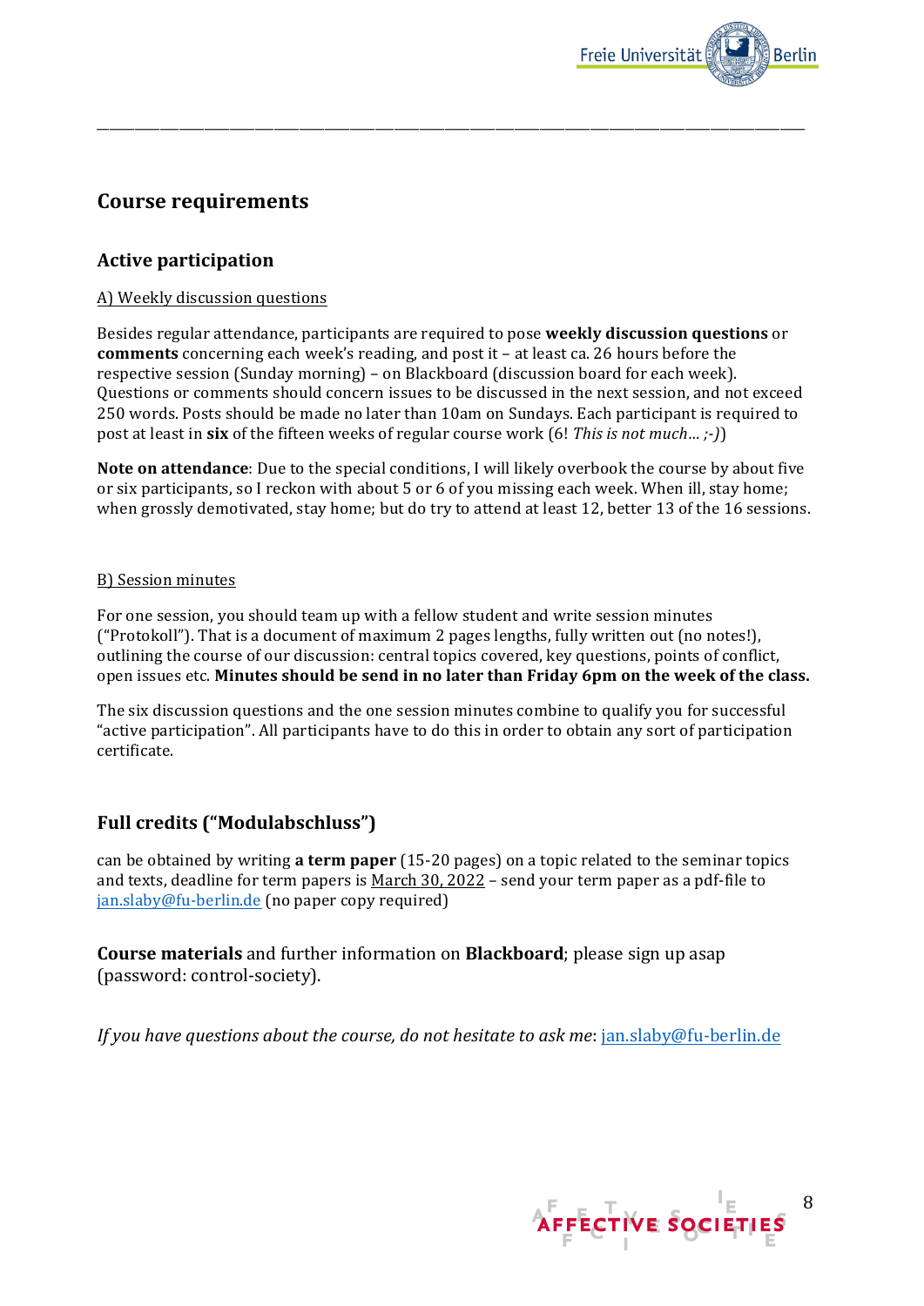## Course requirements

### Active participation

A) Weekly discussion questions

Besides regular attendance, participants are required to pose **weekly discussion questions** or **comments** concerning each week's reading, and post it – at least ca. 26 hours before the respective session (Sunday morning) – on Blackboard (discussion board for each week). Questions or comments should concern issues to be discussed in the next session, and not exceed 250 words. Posts should be made no later than 10am on Sundays. Each participant is required to post at least in **six** of the fifteen weeks of regular course work (6! *This is not much… ;-)*)

**Note on attendance**: Due to the special conditions, I will likely overbook the course by about five or six participants, so I reckon with about 5 or 6 of you missing each week. When ill, stay home; when grossly demotivated, stay home; but do try to attend at least 12, better 13 of the 16 sessions.

B) Session minutes

For one session, you should team up with a fellow student and write session minutes ("Protokoll"). That is a document of maximum 2 pages lengths, fully written out (no notes!), outlining the course of our discussion: central topics covered, key questions, points of conflict, open issues etc. **Minutes should be send in no later than Friday 6pm on the week of the class.**

The six discussion questions and the one session minutes combine to qualify you for successful "active participation". All participants have to do this in order to obtain any sort of participation certificate.

### Full credits ("Modulabschluss")

can be obtained by writing **a term paper** (15-20 pages) on a topic related to the seminar topics and texts, deadline for term papers is March 30, 2022 – send your term paper as a pdf-file to jan.slaby@fu-berlin.de (no paper copy required)

**Course materials** and further information on **Blackboard**; please sign up asap (password: control-society).

*If you have questions about the course, do not hesitate to ask me*: jan.slaby@fu-berlin.de